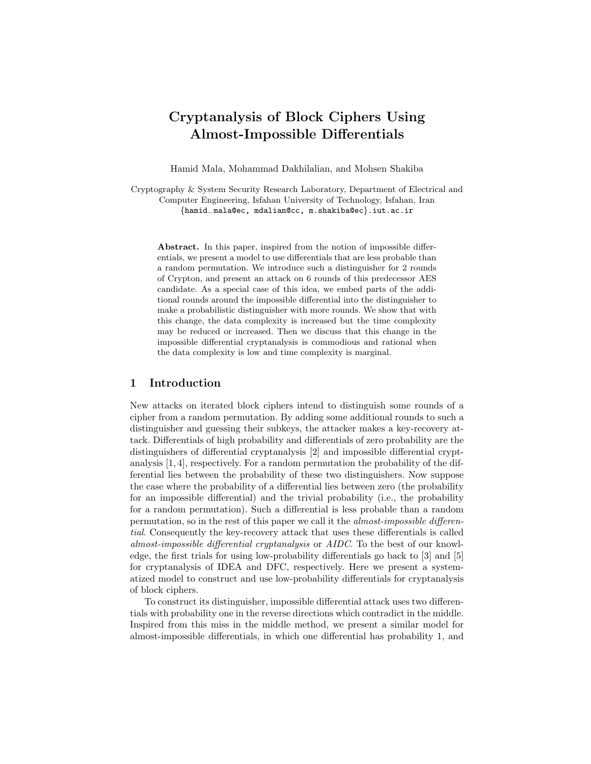# Cryptanalysis of Block Ciphers Using Almost-Impossible Differentials

Hamid Mala, Mohammad Dakhilalian, and Mohsen Shakiba

Cryptography & System Security Research Laboratory, Department of Electrical and Computer Engineering, Isfahan University of Technology, Isfahan, Iran
{hamid_mala@ec, mdalian@cc, m.shakiba@ec}.iut.ac.ir

**Abstract.** In this paper, inspired from the notion of impossible differentials, we present a model to use differentials that are less probable than a random permutation. We introduce such a distinguisher for 2 rounds of Crypton, and present an attack on 6 rounds of this predecessor AES candidate. As a special case of this idea, we embed parts of the additional rounds around the impossible differential into the distinguisher to make a probabilistic distinguisher with more rounds. We show that with this change, the data complexity is increased but the time complexity may be reduced or increased. Then we discuss that this change in the impossible differential cryptanalysis is commodious and rational when the data complexity is low and time complexity is marginal.

## 1 Introduction

New attacks on iterated block ciphers intend to distinguish some rounds of a cipher from a random permutation. By adding some additional rounds to such a distinguisher and guessing their subkeys, the attacker makes a key-recovery attack. Differentials of high probability and differentials of zero probability are the distinguishers of differential cryptanalysis [2] and impossible differential cryptanalysis [1, 4], respectively. For a random permutation the probability of the differential lies between the probability of these two distinguishers. Now suppose the case where the probability of a differential lies between zero (the probability for an impossible differential) and the trivial probability (i.e., the probability for a random permutation). Such a differential is less probable than a random permutation, so in the rest of this paper we call it the *almost-impossible differential*. Consequently the key-recovery attack that uses these differentials is called *almost-impossible differential cryptanalysis* or *AIDC*. To the best of our knowledge, the first trials for using low-probability differentials go back to [3] and [5] for cryptanalysis of IDEA and DFC, respectively. Here we present a systematized model to construct and use low-probability differentials for cryptanalysis of block ciphers.

To construct its distinguisher, impossible differential attack uses two differentials with probability one in the reverse directions which contradict in the middle. Inspired from this miss in the middle method, we present a similar model for almost-impossible differentials, in which one differential has probability 1, and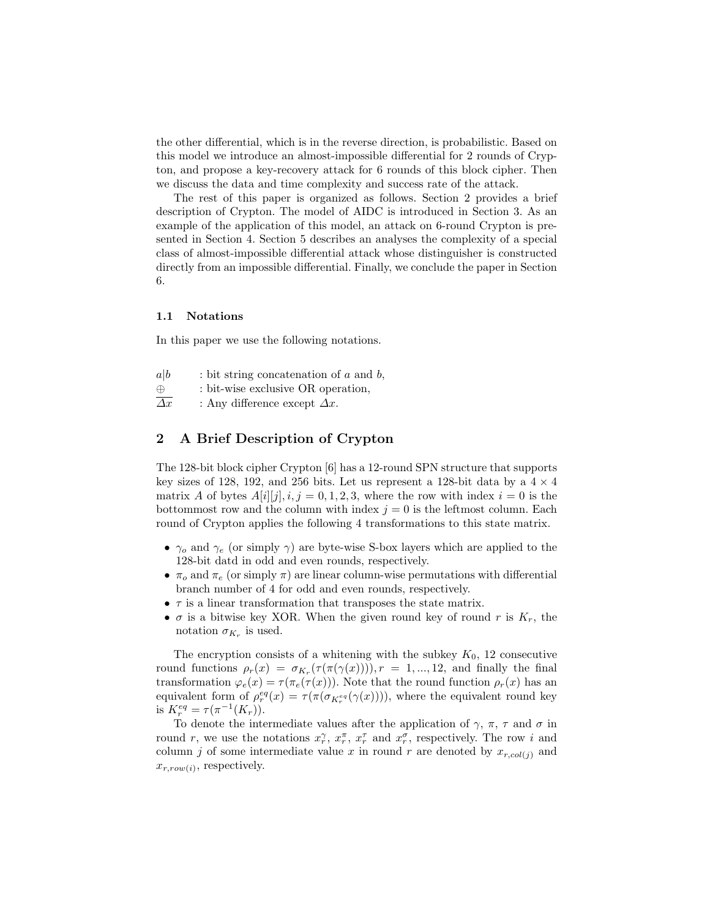the other differential, which is in the reverse direction, is probabilistic. Based on this model we introduce an almost-impossible differential for 2 rounds of Crypton, and propose a key-recovery attack for 6 rounds of this block cipher. Then we discuss the data and time complexity and success rate of the attack.

The rest of this paper is organized as follows. Section 2 provides a brief description of Crypton. The model of AIDC is introduced in Section 3. As an example of the application of this model, an attack on 6-round Crypton is presented in Section 4. Section 5 describes an analyses the complexity of a special class of almost-impossible differential attack whose distinguisher is constructed directly from an impossible differential. Finally, we conclude the paper in Section 6.

### 1.1 Notations

In this paper we use the following notations.

| | |
|---|---|
| $a\|b$ | : bit string concatenation of $a$ and $b$, |
| $\oplus$ | : bit-wise exclusive OR operation, |
| $\overline{\Delta x}$ | : Any difference except $\Delta x$. |

## 2 A Brief Description of Crypton

The 128-bit block cipher Crypton [6] has a 12-round SPN structure that supports key sizes of 128, 192, and 256 bits. Let us represent a 128-bit data by a $4 \times 4$ matrix $A$ of bytes $A[i][j], i, j = 0, 1, 2, 3$, where the row with index $i = 0$ is the bottommost row and the column with index $j = 0$ is the leftmost column. Each round of Crypton applies the following 4 transformations to this state matrix.

- $\gamma_o$ and $\gamma_e$ (or simply $\gamma$) are byte-wise S-box layers which are applied to the 128-bit datd in odd and even rounds, respectively.
- $\pi_o$ and $\pi_e$ (or simply $\pi$) are linear column-wise permutations with differential branch number of 4 for odd and even rounds, respectively.
- $\tau$ is a linear transformation that transposes the state matrix.
- $\sigma$ is a bitwise key XOR. When the given round key of round $r$ is $K_r$, the notation $\sigma_{K_r}$ is used.

The encryption consists of a whitening with the subkey $K_0$, 12 consecutive round functions $\rho_r(x) = \sigma_{K_r}(\tau(\pi(\gamma(x)))), r = 1, ..., 12$, and finally the final transformation $\varphi_e(x) = \tau(\pi_e(\tau(x)))$. Note that the round function $\rho_r(x)$ has an equivalent form of $\rho_r^{eq}(x) = \tau(\pi(\sigma_{K_r^{eq}}(\gamma(x))))$, where the equivalent round key is $K_r^{eq} = \tau(\pi^{-1}(K_r))$.

To denote the intermediate values after the application of $\gamma$, $\pi$, $\tau$ and $\sigma$ in round $r$, we use the notations $x_r^{\gamma}$, $x_r^{\pi}$, $x_r^{\tau}$ and $x_r^{\sigma}$, respectively. The row $i$ and column $j$ of some intermediate value $x$ in round $r$ are denoted by $x_{r,col(j)}$ and $x_{r,row(i)}$, respectively.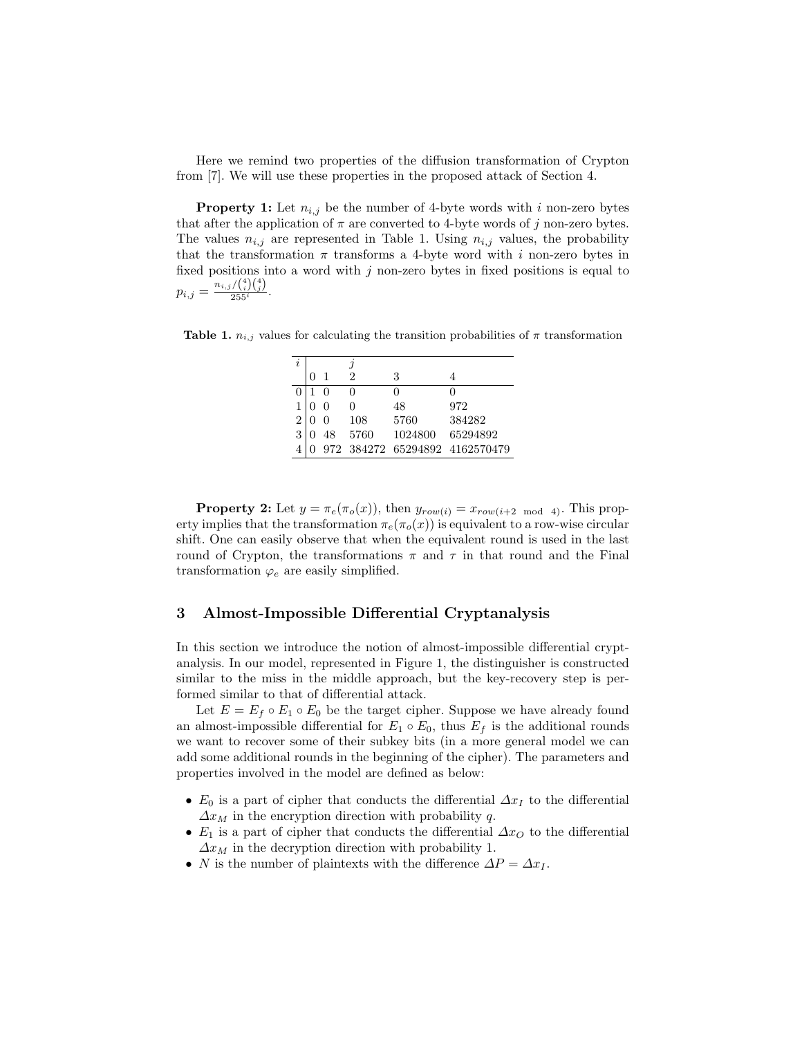Here we remind two properties of the diffusion transformation of Crypton from [7]. We will use these properties in the proposed attack of Section 4.

**Property 1:** Let $n_{i,j}$ be the number of 4-byte words with $i$ non-zero bytes that after the application of $\pi$ are converted to 4-byte words of $j$ non-zero bytes. The values $n_{i,j}$ are represented in Table 1. Using $n_{i,j}$ values, the probability that the transformation $\pi$ transforms a 4-byte word with $i$ non-zero bytes in fixed positions into a word with $j$ non-zero bytes in fixed positions is equal to $p_{i,j} = \frac{n_{i,j}/\binom{4}{i}\binom{4}{j}}{255^i}$.

**Table 1.** $n_{i,j}$ values for calculating the transition probabilities of $\pi$ transformation

| $i$ \ $j$ | 0 | 1 | 2 | 3 | 4 |
|---|---|---|---|---|---|
| 0 | 1 | 0 | 0 | 0 | 0 |
| 1 | 0 | 0 | 0 | 48 | 972 |
| 2 | 0 | 0 | 108 | 5760 | 384282 |
| 3 | 0 | 48 | 5760 | 1024800 | 65294892 |
| 4 | 0 | 972 | 384272 | 65294892 | 4162570479 |

**Property 2:** Let $y = \pi_e(\pi_o(x))$, then $y_{row(i)} = x_{row(i+2 \mod 4)}$. This property implies that the transformation $\pi_e(\pi_o(x))$ is equivalent to a row-wise circular shift. One can easily observe that when the equivalent round is used in the last round of Crypton, the transformations $\pi$ and $\tau$ in that round and the Final transformation $\varphi_e$ are easily simplified.

## 3 Almost-Impossible Differential Cryptanalysis

In this section we introduce the notion of almost-impossible differential cryptanalysis. In our model, represented in Figure 1, the distinguisher is constructed similar to the miss in the middle approach, but the key-recovery step is performed similar to that of differential attack.

Let $E = E_f \circ E_1 \circ E_0$ be the target cipher. Suppose we have already found an almost-impossible differential for $E_1 \circ E_0$, thus $E_f$ is the additional rounds we want to recover some of their subkey bits (in a more general model we can add some additional rounds in the beginning of the cipher). The parameters and properties involved in the model are defined as below:

- $E_0$ is a part of cipher that conducts the differential $\Delta x_I$ to the differential $\Delta x_M$ in the encryption direction with probability $q$.
- $E_1$ is a part of cipher that conducts the differential $\Delta x_O$ to the differential $\Delta x_M$ in the decryption direction with probability 1.
- $N$ is the number of plaintexts with the difference $\Delta P = \Delta x_I$.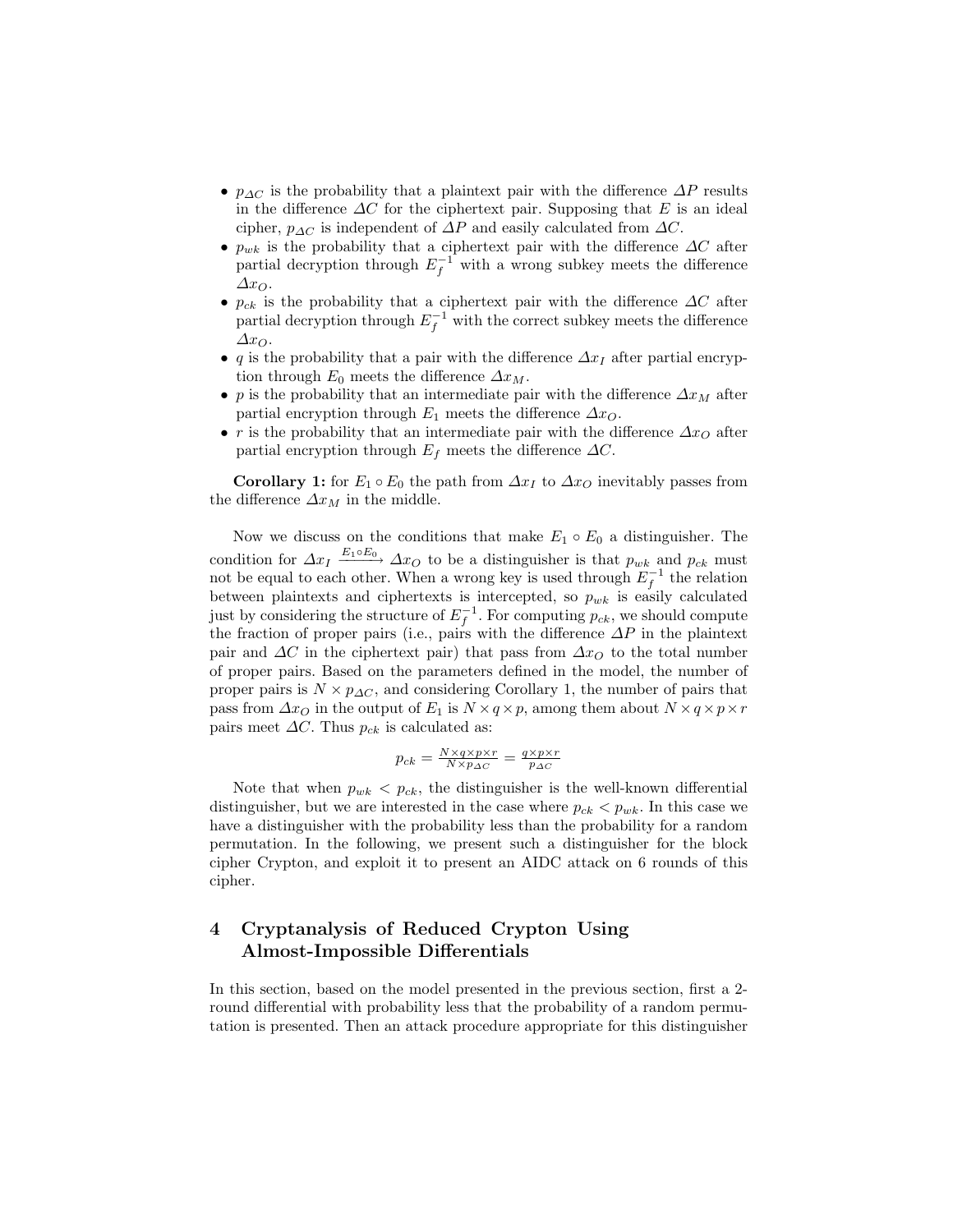- $p_{\Delta C}$ is the probability that a plaintext pair with the difference $\Delta P$ results in the difference $\Delta C$ for the ciphertext pair. Supposing that $E$ is an ideal cipher, $p_{\Delta C}$ is independent of $\Delta P$ and easily calculated from $\Delta C$.
- $p_{wk}$ is the probability that a ciphertext pair with the difference $\Delta C$ after partial decryption through $E_f^{-1}$ with a wrong subkey meets the difference $\Delta x_O$.
- $p_{ck}$ is the probability that a ciphertext pair with the difference $\Delta C$ after partial decryption through $E_f^{-1}$ with the correct subkey meets the difference $\Delta x_O$.
- $q$ is the probability that a pair with the difference $\Delta x_I$ after partial encryption through $E_0$ meets the difference $\Delta x_M$.
- $p$ is the probability that an intermediate pair with the difference $\Delta x_M$ after partial encryption through $E_1$ meets the difference $\Delta x_O$.
- $r$ is the probability that an intermediate pair with the difference $\Delta x_O$ after partial encryption through $E_f$ meets the difference $\Delta C$.

**Corollary 1:** for $E_1 \circ E_0$ the path from $\Delta x_I$ to $\Delta x_O$ inevitably passes from the difference $\Delta x_M$ in the middle.

Now we discuss on the conditions that make $E_1 \circ E_0$ a distinguisher. The condition for $\Delta x_I \xrightarrow{E_1 \circ E_0} \Delta x_O$ to be a distinguisher is that $p_{wk}$ and $p_{ck}$ must not be equal to each other. When a wrong key is used through $E_f^{-1}$ the relation between plaintexts and ciphertexts is intercepted, so $p_{wk}$ is easily calculated just by considering the structure of $E_f^{-1}$. For computing $p_{ck}$, we should compute the fraction of proper pairs (i.e., pairs with the difference $\Delta P$ in the plaintext pair and $\Delta C$ in the ciphertext pair) that pass from $\Delta x_O$ to the total number of proper pairs. Based on the parameters defined in the model, the number of proper pairs is $N \times p_{\Delta C}$, and considering Corollary 1, the number of pairs that pass from $\Delta x_O$ in the output of $E_1$ is $N \times q \times p$, among them about $N \times q \times p \times r$ pairs meet $\Delta C$. Thus $p_{ck}$ is calculated as:

$$p_{ck} = \frac{N \times q \times p \times r}{N \times p_{\Delta C}} = \frac{q \times p \times r}{p_{\Delta C}}$$

Note that when $p_{wk} < p_{ck}$, the distinguisher is the well-known differential distinguisher, but we are interested in the case where $p_{ck} < p_{wk}$. In this case we have a distinguisher with the probability less than the probability for a random permutation. In the following, we present such a distinguisher for the block cipher Crypton, and exploit it to present an AIDC attack on 6 rounds of this cipher.

## 4 Cryptanalysis of Reduced Crypton Using Almost-Impossible Differentials

In this section, based on the model presented in the previous section, first a 2-round differential with probability less that the probability of a random permutation is presented. Then an attack procedure appropriate for this distinguisher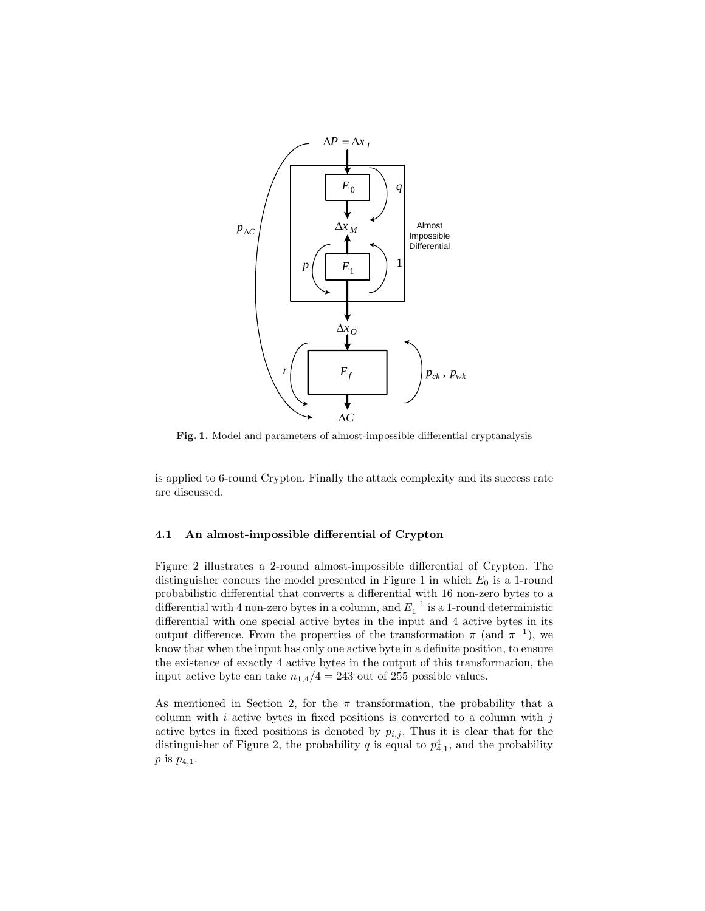**Fig. 1.** Model and parameters of almost-impossible differential cryptanalysis

is applied to 6-round Crypton. Finally the attack complexity and its success rate are discussed.

### 4.1 An almost-impossible differential of Crypton

Figure 2 illustrates a 2-round almost-impossible differential of Crypton. The distinguisher concurs the model presented in Figure 1 in which $E_0$ is a 1-round probabilistic differential that converts a differential with 16 non-zero bytes to a differential with 4 non-zero bytes in a column, and $E_1^{-1}$ is a 1-round deterministic differential with one special active bytes in the input and 4 active bytes in its output difference. From the properties of the transformation $\pi$ (and $\pi^{-1}$), we know that when the input has only one active byte in a definite position, to ensure the existence of exactly 4 active bytes in the output of this transformation, the input active byte can take $n_{1,4}/4 = 243$ out of 255 possible values.

As mentioned in Section 2, for the $\pi$ transformation, the probability that a column with $i$ active bytes in fixed positions is converted to a column with $j$ active bytes in fixed positions is denoted by $p_{i,j}$. Thus it is clear that for the distinguisher of Figure 2, the probability $q$ is equal to $p_{4,1}^4$, and the probability $p$ is $p_{4,1}$.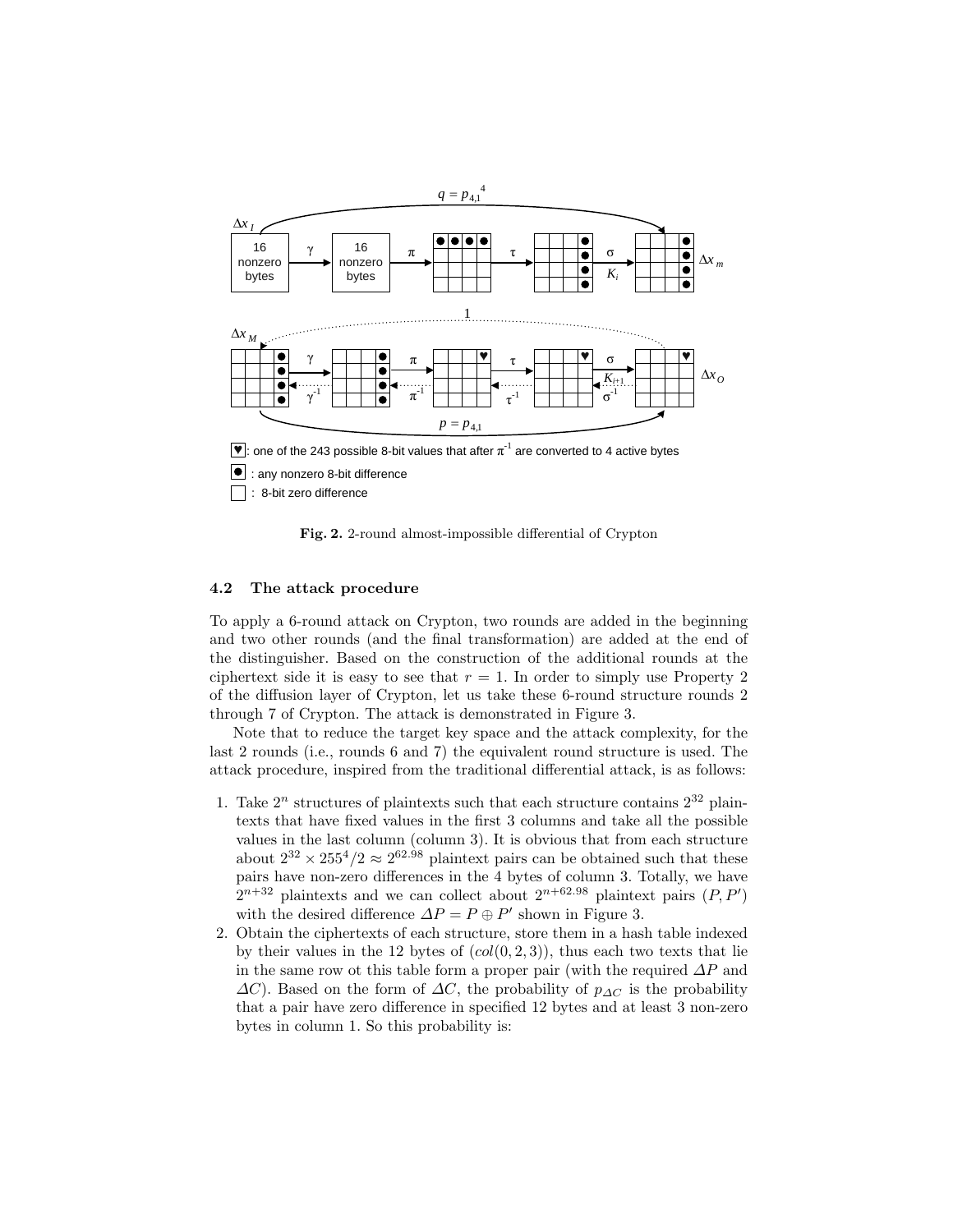**Fig. 2.** 2-round almost-impossible differential of Crypton

### 4.2 The attack procedure

To apply a 6-round attack on Crypton, two rounds are added in the beginning and two other rounds (and the final transformation) are added at the end of the distinguisher. Based on the construction of the additional rounds at the ciphertext side it is easy to see that $r = 1$. In order to simply use Property 2 of the diffusion layer of Crypton, let us take these 6-round structure rounds 2 through 7 of Crypton. The attack is demonstrated in Figure 3.

Note that to reduce the target key space and the attack complexity, for the last 2 rounds (i.e., rounds 6 and 7) the equivalent round structure is used. The attack procedure, inspired from the traditional differential attack, is as follows:

1. Take $2^n$ structures of plaintexts such that each structure contains $2^{32}$ plaintexts that have fixed values in the first 3 columns and take all the possible values in the last column (column 3). It is obvious that from each structure about $2^{32} \times 255^4/2 \approx 2^{62.98}$ plaintext pairs can be obtained such that these pairs have non-zero differences in the 4 bytes of column 3. Totally, we have $2^{n+32}$ plaintexts and we can collect about $2^{n+62.98}$ plaintext pairs $(P, P')$ with the desired difference $\Delta P = P \oplus P'$ shown in Figure 3.
2. Obtain the ciphertexts of each structure, store them in a hash table indexed by their values in the 12 bytes of $(col(0, 2, 3))$, thus each two texts that lie in the same row ot this table form a proper pair (with the required $\Delta P$ and $\Delta C$). Based on the form of $\Delta C$, the probability of $p_{\Delta C}$ is the probability that a pair have zero difference in specified 12 bytes and at least 3 non-zero bytes in column 1. So this probability is: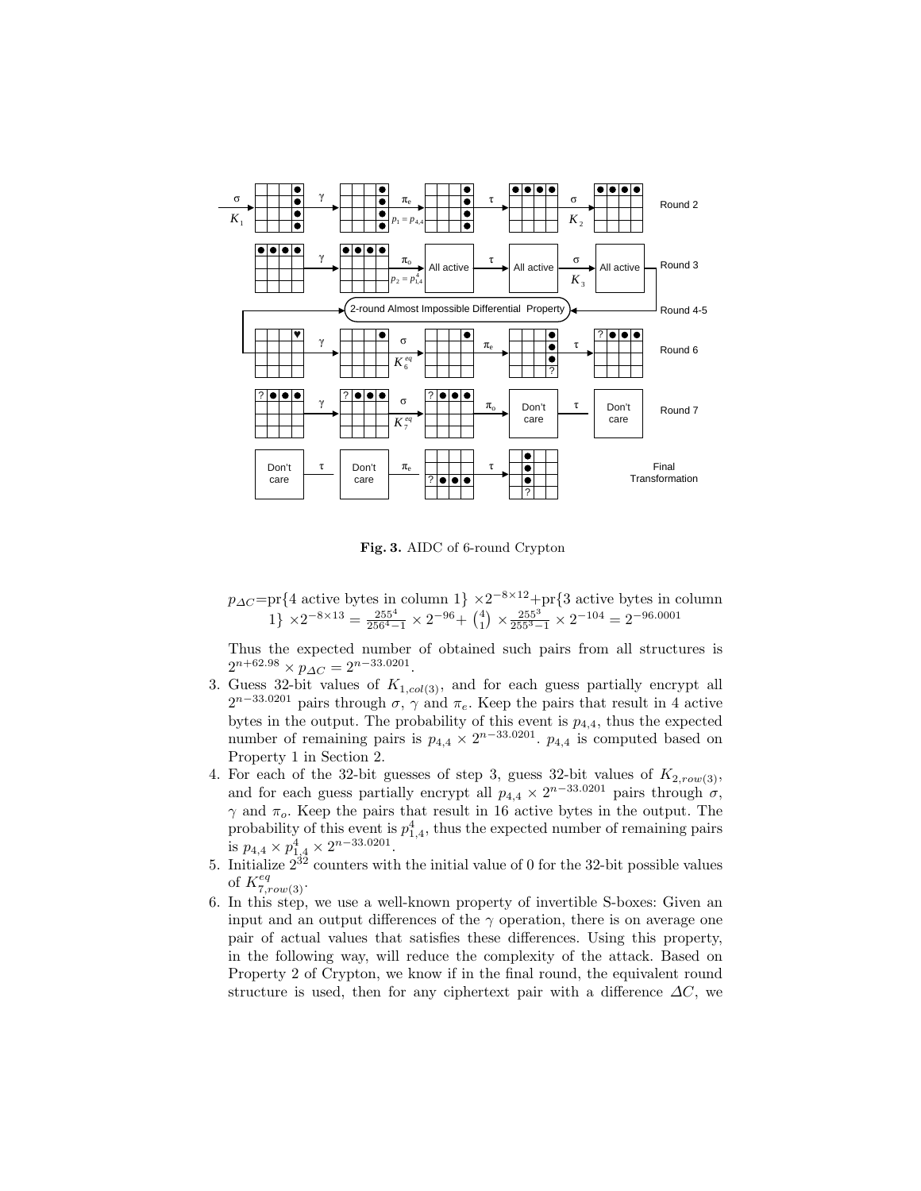**Fig. 3.** AIDC of 6-round Crypton

$p_{\Delta C}$=pr{4 active bytes in column 1} $\times 2^{-8\times 12}$+pr{3 active bytes in column 1} $\times 2^{-8\times 13} = \frac{255^4}{256^4-1} \times 2^{-96} + \binom{4}{1} \times \frac{255^3}{255^3-1} \times 2^{-104} = 2^{-96.0001}$

Thus the expected number of obtained such pairs from all structures is $2^{n+62.98} \times p_{\Delta C} = 2^{n-33.0201}$.

3. Guess 32-bit values of $K_{1,col(3)}$, and for each guess partially encrypt all $2^{n-33.0201}$ pairs through $\sigma$, $\gamma$ and $\pi_e$. Keep the pairs that result in 4 active bytes in the output. The probability of this event is $p_{4,4}$, thus the expected number of remaining pairs is $p_{4,4} \times 2^{n-33.0201}$. $p_{4,4}$ is computed based on Property 1 in Section 2.
4. For each of the 32-bit guesses of step 3, guess 32-bit values of $K_{2,row(3)}$, and for each guess partially encrypt all $p_{4,4} \times 2^{n-33.0201}$ pairs through $\sigma$, $\gamma$ and $\pi_o$. Keep the pairs that result in 16 active bytes in the output. The probability of this event is $p_{1,4}^4$, thus the expected number of remaining pairs is $p_{4,4} \times p_{1,4}^4 \times 2^{n-33.0201}$.
5. Initialize $2^{32}$ counters with the initial value of 0 for the 32-bit possible values of $K_{7,row(3)}^{eq}$.
6. In this step, we use a well-known property of invertible S-boxes: Given an input and an output differences of the $\gamma$ operation, there is on average one pair of actual values that satisfies these differences. Using this property, in the following way, will reduce the complexity of the attack. Based on Property 2 of Crypton, we know if in the final round, the equivalent round structure is used, then for any ciphertext pair with a difference $\Delta C$, we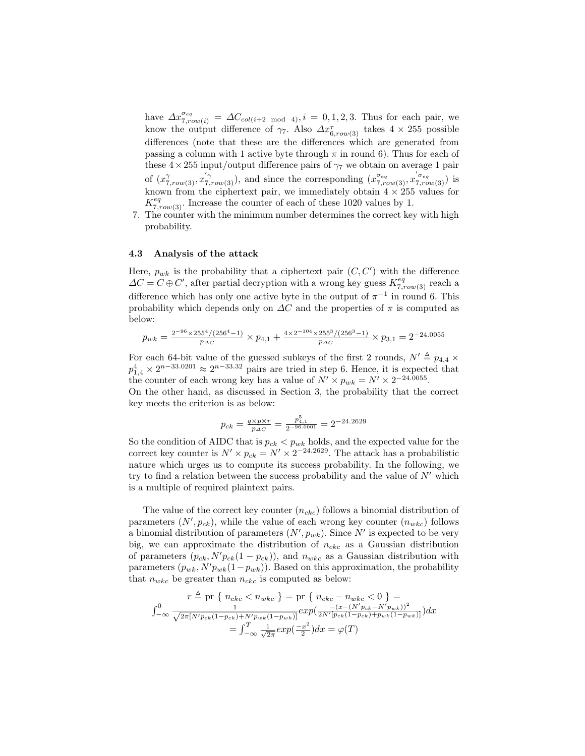have $\Delta x^{\sigma_{eq}}_{7,row(i)} = \Delta C_{col(i+2 \mod 4)}, i = 0,1,2,3$. Thus for each pair, we know the output difference of $\gamma_7$. Also $\Delta x^{\tau}_{6,row(3)}$ takes $4 \times 255$ possible differences (note that these are the differences which are generated from passing a column with 1 active byte through $\pi$ in round 6). Thus for each of these $4 \times 255$ input/output difference pairs of $\gamma_7$ we obtain on average 1 pair of $(x^{\gamma}_{7,row(3)}, x'^{\gamma}_{7,row(3)})$, and since the corresponding $(x^{\sigma_{eq}}_{7,row(3)}, x'^{\sigma_{eq}}_{7,row(3)})$ is known from the ciphertext pair, we immediately obtain $4 \times 255$ values for $K^{eq}_{7,row(3)}$. Increase the counter of each of these 1020 values by 1.

7. The counter with the minimum number determines the correct key with high probability.

### 4.3 Analysis of the attack

Here, $p_{wk}$ is the probability that a ciphertext pair $(C, C')$ with the difference $\Delta C = C \oplus C'$, after partial decryption with a wrong key guess $K^{eq}_{7,row(3)}$ reach a difference which has only one active byte in the output of $\pi^{-1}$ in round 6. This probability which depends only on $\Delta C$ and the properties of $\pi$ is computed as below:

$$p_{wk} = \frac{2^{-96} \times 255^4/(256^4-1)}{p_{\Delta C}} \times p_{4,1} + \frac{4 \times 2^{-104} \times 255^3/(256^3-1)}{p_{\Delta C}} \times p_{3,1} = 2^{-24.0055}$$

For each 64-bit value of the guessed subkeys of the first 2 rounds, $N' \triangleq p_{4,4} \times p_{1,4}^4 \times 2^{n-33.0201} \approx 2^{n-33.32}$ pairs are tried in step 6. Hence, it is expected that the counter of each wrong key has a value of $N' \times p_{wk} = N' \times 2^{-24.0055}$.
On the other hand, as discussed in Section 3, the probability that the correct key meets the criterion is as below:

$$p_{ck} = \frac{q \times p \times r}{p_{\Delta C}} = \frac{p_{4,1}^5}{2^{-96.0001}} = 2^{-24.2629}$$

So the condition of AIDC that is $p_{ck} < p_{wk}$ holds, and the expected value for the correct key counter is $N' \times p_{ck} = N' \times 2^{-24.2629}$. The attack has a probabilistic nature which urges us to compute its success probability. In the following, we try to find a relation between the success probability and the value of $N'$ which is a multiple of required plaintext pairs.

The value of the correct key counter ($n_{ckc}$) follows a binomial distribution of parameters $(N', p_{ck})$, while the value of each wrong key counter ($n_{wkc}$) follows a binomial distribution of parameters $(N', p_{wk})$. Since $N'$ is expected to be very big, we can approximate the distribution of $n_{ckc}$ as a Gaussian distribution of parameters $(p_{ck}, N' p_{ck}(1-p_{ck}))$, and $n_{wkc}$ as a Gaussian distribution with parameters $(p_{wk}, N' p_{wk}(1-p_{wk}))$. Based on this approximation, the probability that $n_{wkc}$ be greater than $n_{ckc}$ is computed as below:

$$r \triangleq \text{pr}\ \{\ n_{ckc} < n_{wkc}\ \} = \text{pr}\ \{\ n_{ckc} - n_{wkc} < 0\ \} =$$
$$\int_{-\infty}^{0} \frac{1}{\sqrt{2\pi[N' p_{ck}(1-p_{ck}) + N' p_{wk}(1-p_{wk})]}} exp\left(\frac{-(x-(N' p_{ck} - N' p_{wk}))^2}{2N'[p_{ck}(1-p_{ck}) + p_{wk}(1-p_{wk})]}\right) dx$$
$$= \int_{-\infty}^{T} \frac{1}{\sqrt{2\pi}} exp\left(\frac{-x^2}{2}\right) dx = \varphi(T)$$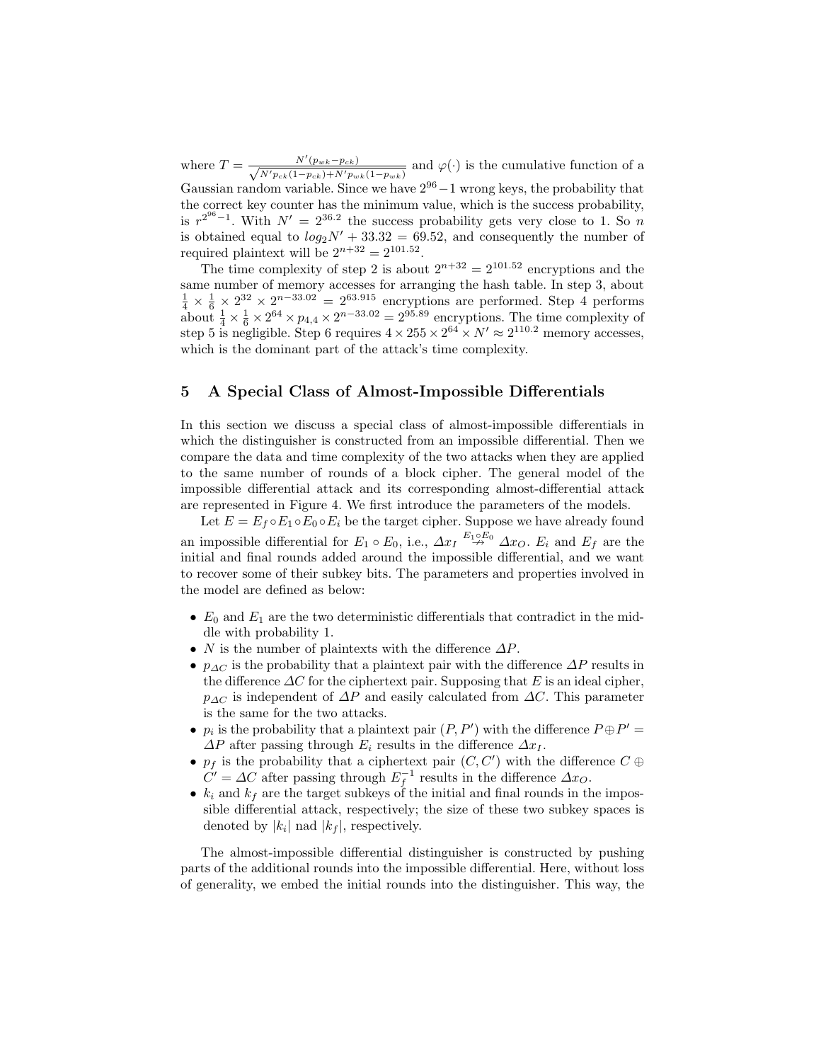where $T = \frac{N'(p_{wk}-p_{ck})}{\sqrt{N'p_{ck}(1-p_{ck})+N'p_{wk}(1-p_{wk})}}$ and $\varphi(\cdot)$ is the cumulative function of a Gaussian random variable. Since we have $2^{96}-1$ wrong keys, the probability that the correct key counter has the minimum value, which is the success probability, is $r^{2^{96}-1}$. With $N' = 2^{36.2}$ the success probability gets very close to 1. So $n$ is obtained equal to $log_2 N' + 33.32 = 69.52$, and consequently the number of required plaintext will be $2^{n+32} = 2^{101.52}$.

The time complexity of step 2 is about $2^{n+32} = 2^{101.52}$ encryptions and the same number of memory accesses for arranging the hash table. In step 3, about $\frac{1}{4} \times \frac{1}{6} \times 2^{32} \times 2^{n-33.02} = 2^{63.915}$ encryptions are performed. Step 4 performs about $\frac{1}{4} \times \frac{1}{6} \times 2^{64} \times p_{4,4} \times 2^{n-33.02} = 2^{95.89}$ encryptions. The time complexity of step 5 is negligible. Step 6 requires $4 \times 255 \times 2^{64} \times N' \approx 2^{110.2}$ memory accesses, which is the dominant part of the attack's time complexity.

## 5 A Special Class of Almost-Impossible Differentials

In this section we discuss a special class of almost-impossible differentials in which the distinguisher is constructed from an impossible differential. Then we compare the data and time complexity of the two attacks when they are applied to the same number of rounds of a block cipher. The general model of the impossible differential attack and its corresponding almost-differential attack are represented in Figure 4. We first introduce the parameters of the models.

Let $E = E_f \circ E_1 \circ E_0 \circ E_i$ be the target cipher. Suppose we have already found an impossible differential for $E_1 \circ E_0$, i.e., $\Delta x_I \overset{E_1 \circ E_0}{\nrightarrow} \Delta x_O$. $E_i$ and $E_f$ are the initial and final rounds added around the impossible differential, and we want to recover some of their subkey bits. The parameters and properties involved in the model are defined as below:

- $E_0$ and $E_1$ are the two deterministic differentials that contradict in the middle with probability 1.
- $N$ is the number of plaintexts with the difference $\Delta P$.
- $p_{\Delta C}$ is the probability that a plaintext pair with the difference $\Delta P$ results in the difference $\Delta C$ for the ciphertext pair. Supposing that $E$ is an ideal cipher, $p_{\Delta C}$ is independent of $\Delta P$ and easily calculated from $\Delta C$. This parameter is the same for the two attacks.
- $p_i$ is the probability that a plaintext pair $(P, P')$ with the difference $P \oplus P' = \Delta P$ after passing through $E_i$ results in the difference $\Delta x_I$.
- $p_f$ is the probability that a ciphertext pair $(C, C')$ with the difference $C \oplus C' = \Delta C$ after passing through $E_f^{-1}$ results in the difference $\Delta x_O$.
- $k_i$ and $k_f$ are the target subkeys of the initial and final rounds in the impossible differential attack, respectively; the size of these two subkey spaces is denoted by $|k_i|$ nad $|k_f|$, respectively.

The almost-impossible differential distinguisher is constructed by pushing parts of the additional rounds into the impossible differential. Here, without loss of generality, we embed the initial rounds into the distinguisher. This way, the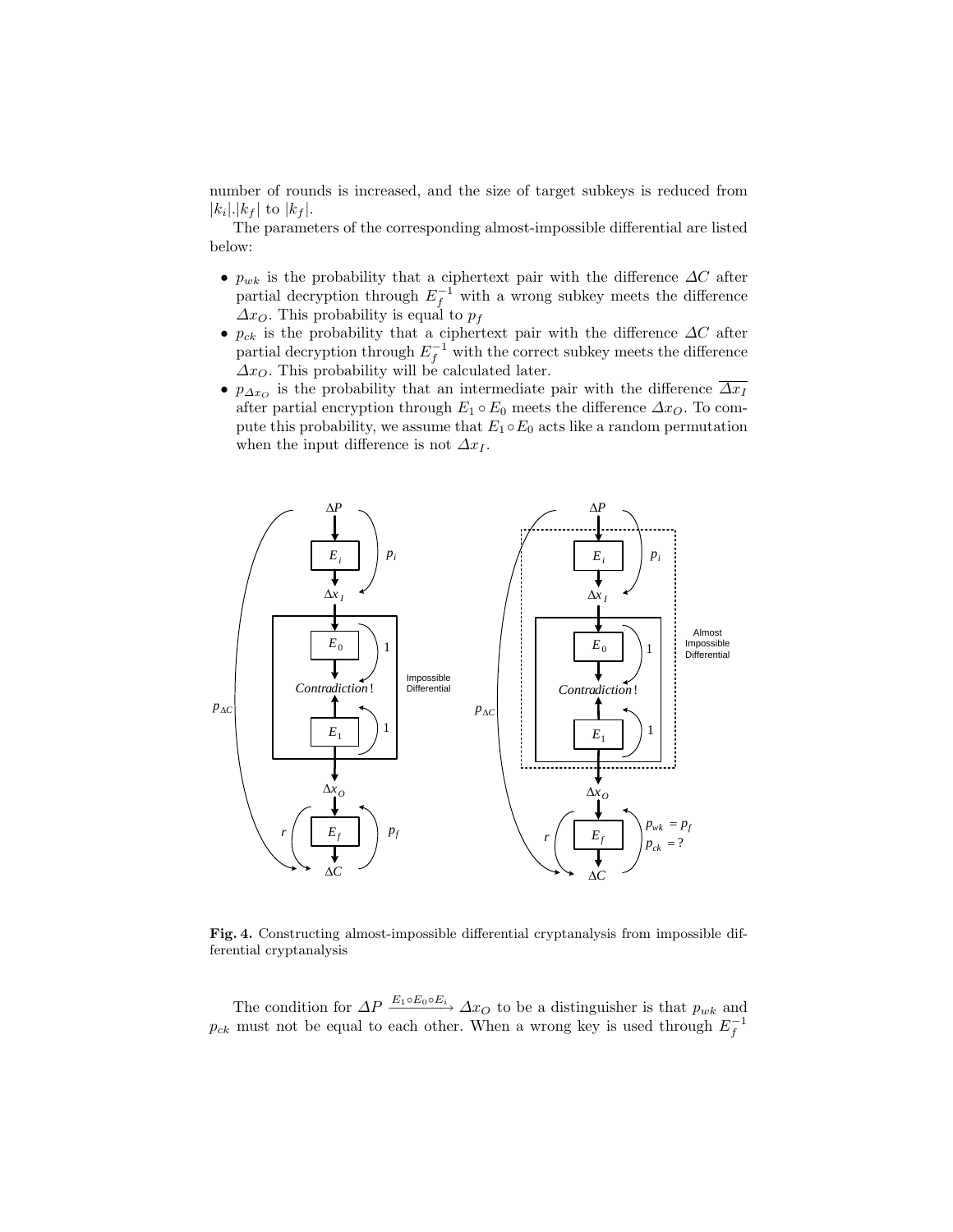number of rounds is increased, and the size of target subkeys is reduced from $|k_i|.|k_f|$ to $|k_f|$.

The parameters of the corresponding almost-impossible differential are listed below:

- $p_{wk}$ is the probability that a ciphertext pair with the difference $\Delta C$ after partial decryption through $E_f^{-1}$ with a wrong subkey meets the difference $\Delta x_O$. This probability is equal to $p_f$
- $p_{ck}$ is the probability that a ciphertext pair with the difference $\Delta C$ after partial decryption through $E_f^{-1}$ with the correct subkey meets the difference $\Delta x_O$. This probability will be calculated later.
- $p_{\Delta x_O}$ is the probability that an intermediate pair with the difference $\overline{\Delta x_I}$ after partial encryption through $E_1 \circ E_0$ meets the difference $\Delta x_O$. To compute this probability, we assume that $E_1 \circ E_0$ acts like a random permutation when the input difference is not $\Delta x_I$.

**Fig. 4.** Constructing almost-impossible differential cryptanalysis from impossible differential cryptanalysis

The condition for $\Delta P \xrightarrow{E_1 \circ E_0 \circ E_i} \Delta x_O$ to be a distinguisher is that $p_{wk}$ and $p_{ck}$ must not be equal to each other. When a wrong key is used through $E_f^{-1}$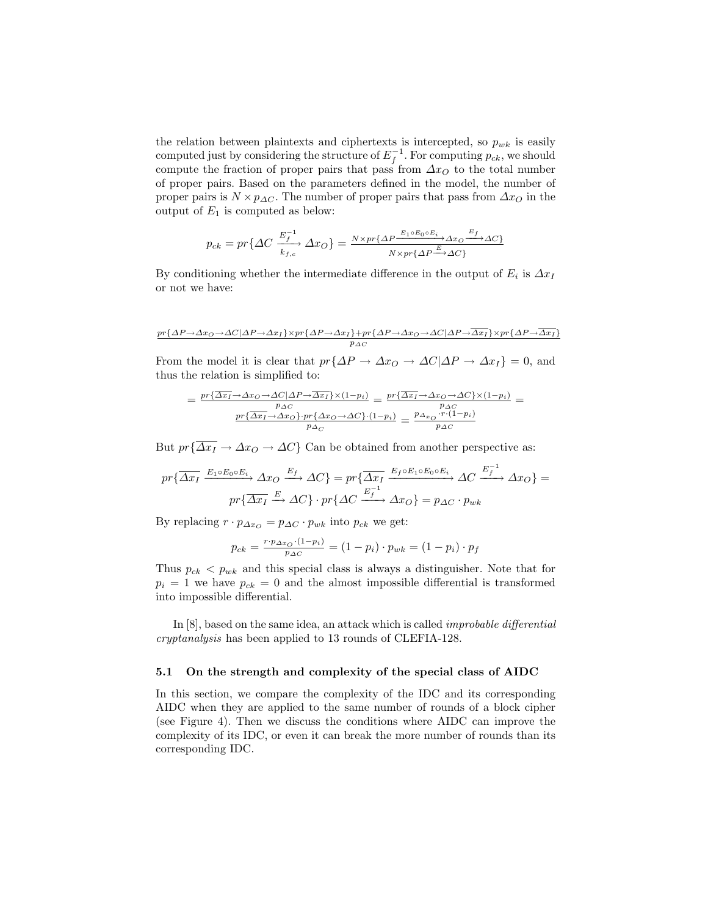the relation between plaintexts and ciphertexts is intercepted, so $p_{wk}$ is easily computed just by considering the structure of $E_f^{-1}$. For computing $p_{ck}$, we should compute the fraction of proper pairs that pass from $\Delta x_O$ to the total number of proper pairs. Based on the parameters defined in the model, the number of proper pairs is $N \times p_{\Delta C}$. The number of proper pairs that pass from $\Delta x_O$ in the output of $E_1$ is computed as below:

$$p_{ck} = pr\{\Delta C \xrightarrow[k_{f,c}]{E_f^{-1}} \Delta x_O\} = \frac{N \times pr\{\Delta P \xrightarrow{E_1 \circ E_0 \circ E_i} \Delta x_O \xrightarrow{E_f} \Delta C\}}{N \times pr\{\Delta P \xrightarrow{E} \Delta C\}}$$

By conditioning whether the intermediate difference in the output of $E_i$ is $\Delta x_I$ or not we have:

$$\frac{pr\{\Delta P \to \Delta x_O \to \Delta C | \Delta P \to \Delta x_I\} \times pr\{\Delta P \to \Delta x_I\} + pr\{\Delta P \to \Delta x_O \to \Delta C | \Delta P \to \overline{\Delta x_I}\} \times pr\{\Delta P \to \overline{\Delta x_I}\}}{p_{\Delta C}}$$

From the model it is clear that $pr\{\Delta P \to \Delta x_O \to \Delta C | \Delta P \to \Delta x_I\} = 0$, and thus the relation is simplified to:

$$= \frac{pr\{\overline{\Delta x_I} \to \Delta x_O \to \Delta C | \Delta P \to \overline{\Delta x_I}\} \times (1-p_i)}{p_{\Delta C}} = \frac{pr\{\overline{\Delta x_I} \to \Delta x_O \to \Delta C\} \times (1-p_i)}{p_{\Delta C}} = \frac{pr\{\overline{\Delta x_I} \to \Delta x_O\} \cdot pr\{\Delta x_O \to \Delta C\} \cdot (1-p_i)}{p_{\Delta_C}} = \frac{p_{\Delta x_O} \cdot r \cdot (1-p_i)}{p_{\Delta C}}$$

But $pr\{\overline{\Delta x_I} \to \Delta x_O \to \Delta C\}$ Can be obtained from another perspective as:

$$pr\{\overline{\Delta x_I} \xrightarrow{E_1 \circ E_0 \circ E_i} \Delta x_O \xrightarrow{E_f} \Delta C\} = pr\{\overline{\Delta x_I} \xrightarrow{E_f \circ E_1 \circ E_0 \circ E_i} \Delta C \xrightarrow{E_f^{-1}} \Delta x_O\} =$$
$$pr\{\overline{\Delta x_I} \xrightarrow{E} \Delta C\} \cdot pr\{\Delta C \xrightarrow{E_f^{-1}} \Delta x_O\} = p_{\Delta C} \cdot p_{wk}$$

By replacing $r \cdot p_{\Delta x_O} = p_{\Delta C} \cdot p_{wk}$ into $p_{ck}$ we get:

$$p_{ck} = \frac{r \cdot p_{\Delta x_O} \cdot (1-p_i)}{p_{\Delta C}} = (1-p_i) \cdot p_{wk} = (1-p_i) \cdot p_f$$

Thus $p_{ck} < p_{wk}$ and this special class is always a distinguisher. Note that for $p_i = 1$ we have $p_{ck} = 0$ and the almost impossible differential is transformed into impossible differential.

In [8], based on the same idea, an attack which is called *improbable differential cryptanalysis* has been applied to 13 rounds of CLEFIA-128.

### 5.1 On the strength and complexity of the special class of AIDC

In this section, we compare the complexity of the IDC and its corresponding AIDC when they are applied to the same number of rounds of a block cipher (see Figure 4). Then we discuss the conditions where AIDC can improve the complexity of its IDC, or even it can break the more number of rounds than its corresponding IDC.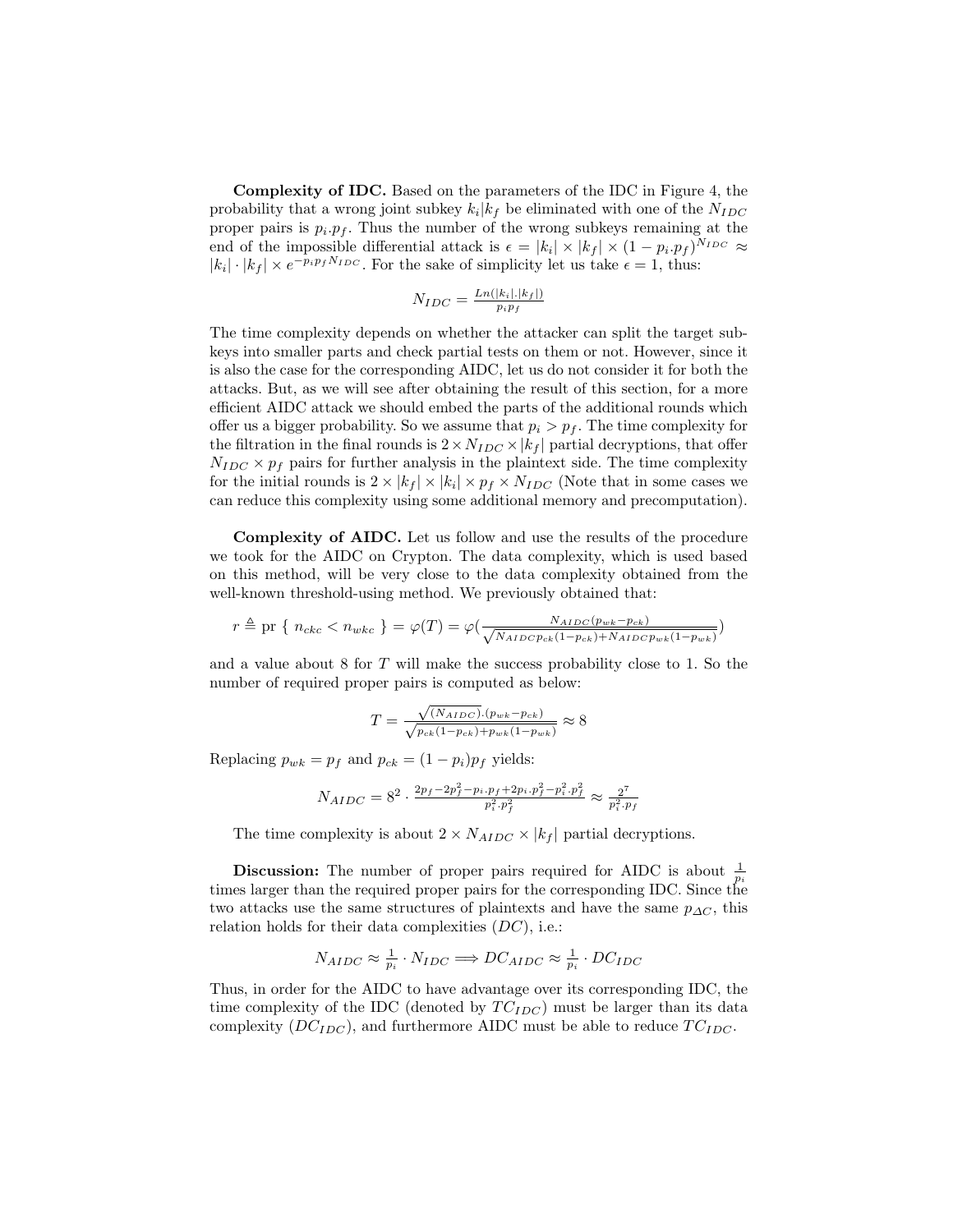**Complexity of IDC.** Based on the parameters of the IDC in Figure 4, the probability that a wrong joint subkey $k_i|k_f$ be eliminated with one of the $N_{IDC}$ proper pairs is $p_i.p_f$. Thus the number of the wrong subkeys remaining at the end of the impossible differential attack is $\epsilon = |k_i| \times |k_f| \times (1 - p_i.p_f)^{N_{IDC}} \approx |k_i| \cdot |k_f| \times e^{-p_i p_f N_{IDC}}$. For the sake of simplicity let us take $\epsilon = 1$, thus:

$$N_{IDC} = \frac{Ln(|k_i|.|k_f|)}{p_i p_f}$$

The time complexity depends on whether the attacker can split the target subkeys into smaller parts and check partial tests on them or not. However, since it is also the case for the corresponding AIDC, let us do not consider it for both the attacks. But, as we will see after obtaining the result of this section, for a more efficient AIDC attack we should embed the parts of the additional rounds which offer us a bigger probability. So we assume that $p_i > p_f$. The time complexity for the filtration in the final rounds is $2 \times N_{IDC} \times |k_f|$ partial decryptions, that offer $N_{IDC} \times p_f$ pairs for further analysis in the plaintext side. The time complexity for the initial rounds is $2 \times |k_f| \times |k_i| \times p_f \times N_{IDC}$ (Note that in some cases we can reduce this complexity using some additional memory and precomputation).

**Complexity of AIDC.** Let us follow and use the results of the procedure we took for the AIDC on Crypton. The data complexity, which is used based on this method, will be very close to the data complexity obtained from the well-known threshold-using method. We previously obtained that:

$$r \triangleq \text{pr } \{ \ n_{ckc} < n_{wkc} \ \} = \varphi(T) = \varphi\left(\frac{N_{AIDC}(p_{wk} - p_{ck})}{\sqrt{N_{AIDC} p_{ck}(1-p_{ck}) + N_{AIDC} p_{wk}(1-p_{wk})}}\right)$$

and a value about 8 for $T$ will make the success probability close to 1. So the number of required proper pairs is computed as below:

$$T = \frac{\sqrt{(N_{AIDC})}.(p_{wk} - p_{ck})}{\sqrt{p_{ck}(1-p_{ck}) + p_{wk}(1-p_{wk})}} \approx 8$$

Replacing $p_{wk} = p_f$ and $p_{ck} = (1 - p_i)p_f$ yields:

$$N_{AIDC} = 8^2 \cdot \frac{2p_f - 2p_f^2 - p_i.p_f + 2p_i.p_f^2 - p_i^2.p_f^2}{p_i^2.p_f^2} \approx \frac{2^7}{p_i^2.p_f}$$

The time complexity is about $2 \times N_{AIDC} \times |k_f|$ partial decryptions.

**Discussion:** The number of proper pairs required for AIDC is about $\frac{1}{p_i}$ times larger than the required proper pairs for the corresponding IDC. Since the two attacks use the same structures of plaintexts and have the same $p_{\Delta C}$, this relation holds for their data complexities ($DC$), i.e.:

$$N_{AIDC} \approx \frac{1}{p_i} \cdot N_{IDC} \Longrightarrow DC_{AIDC} \approx \frac{1}{p_i} \cdot DC_{IDC}$$

Thus, in order for the AIDC to have advantage over its corresponding IDC, the time complexity of the IDC (denoted by $TC_{IDC}$) must be larger than its data complexity ($DC_{IDC}$), and furthermore AIDC must be able to reduce $TC_{IDC}$.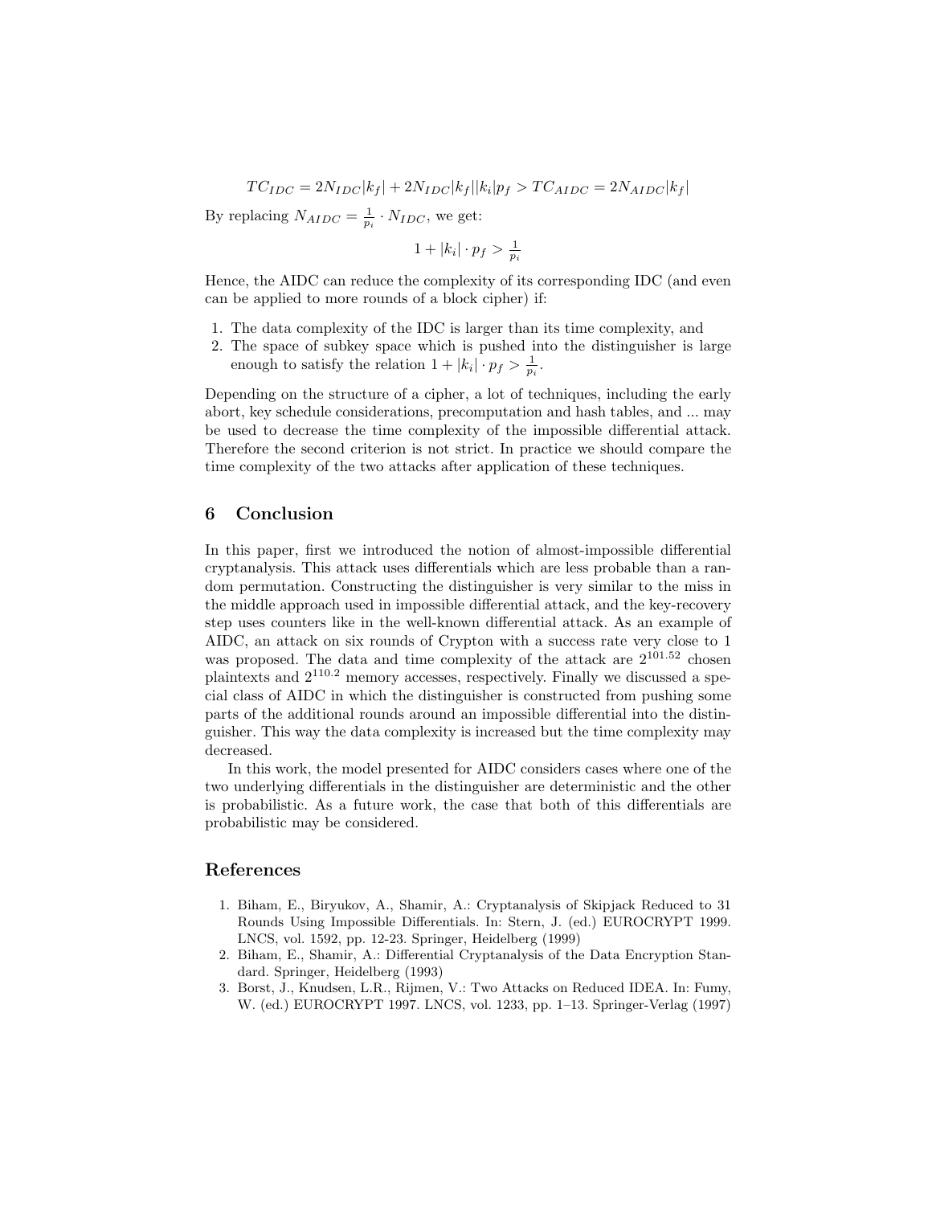$$TC_{IDC} = 2N_{IDC}|k_f| + 2N_{IDC}|k_f||k_i|p_f > TC_{AIDC} = 2N_{AIDC}|k_f|$$

By replacing $N_{AIDC} = \frac{1}{p_i} \cdot N_{IDC}$, we get:

$$1 + |k_i| \cdot p_f > \frac{1}{p_i}$$

Hence, the AIDC can reduce the complexity of its corresponding IDC (and even can be applied to more rounds of a block cipher) if:

1. The data complexity of the IDC is larger than its time complexity, and
2. The space of subkey space which is pushed into the distinguisher is large enough to satisfy the relation $1 + |k_i| \cdot p_f > \frac{1}{p_i}$.

Depending on the structure of a cipher, a lot of techniques, including the early abort, key schedule considerations, precomputation and hash tables, and ... may be used to decrease the time complexity of the impossible differential attack. Therefore the second criterion is not strict. In practice we should compare the time complexity of the two attacks after application of these techniques.

## 6 Conclusion

In this paper, first we introduced the notion of almost-impossible differential cryptanalysis. This attack uses differentials which are less probable than a random permutation. Constructing the distinguisher is very similar to the miss in the middle approach used in impossible differential attack, and the key-recovery step uses counters like in the well-known differential attack. As an example of AIDC, an attack on six rounds of Crypton with a success rate very close to 1 was proposed. The data and time complexity of the attack are $2^{101.52}$ chosen plaintexts and $2^{110.2}$ memory accesses, respectively. Finally we discussed a special class of AIDC in which the distinguisher is constructed from pushing some parts of the additional rounds around an impossible differential into the distinguisher. This way the data complexity is increased but the time complexity may decreased.

In this work, the model presented for AIDC considers cases where one of the two underlying differentials in the distinguisher are deterministic and the other is probabilistic. As a future work, the case that both of this differentials are probabilistic may be considered.

## References

1. Biham, E., Biryukov, A., Shamir, A.: Cryptanalysis of Skipjack Reduced to 31 Rounds Using Impossible Differentials. In: Stern, J. (ed.) EUROCRYPT 1999. LNCS, vol. 1592, pp. 12-23. Springer, Heidelberg (1999)
2. Biham, E., Shamir, A.: Differential Cryptanalysis of the Data Encryption Standard. Springer, Heidelberg (1993)
3. Borst, J., Knudsen, L.R., Rijmen, V.: Two Attacks on Reduced IDEA. In: Fumy, W. (ed.) EUROCRYPT 1997. LNCS, vol. 1233, pp. 1–13. Springer-Verlag (1997)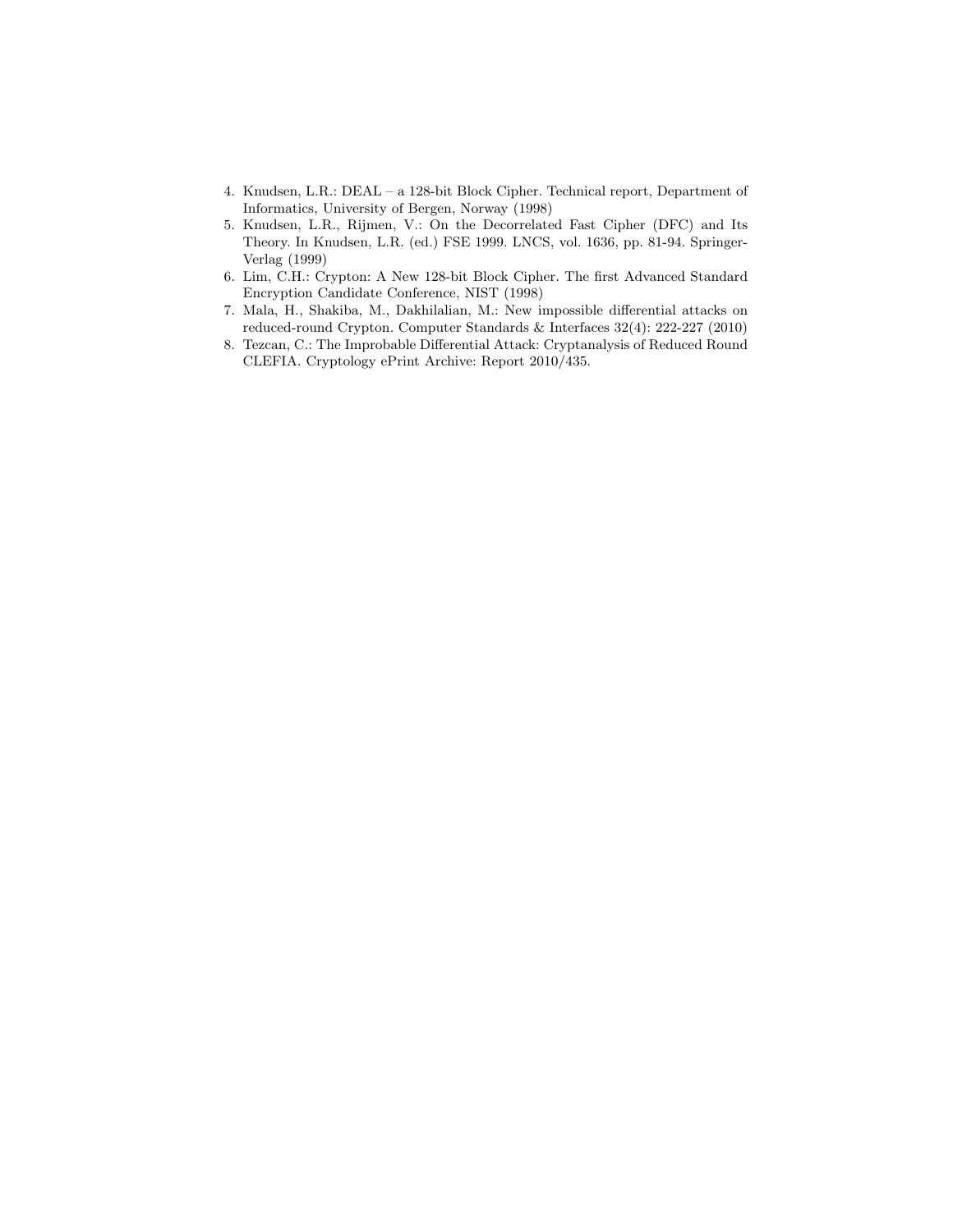4. Knudsen, L.R.: DEAL – a 128-bit Block Cipher. Technical report, Department of Informatics, University of Bergen, Norway (1998)
5. Knudsen, L.R., Rijmen, V.: On the Decorrelated Fast Cipher (DFC) and Its Theory. In Knudsen, L.R. (ed.) FSE 1999. LNCS, vol. 1636, pp. 81-94. Springer-Verlag (1999)
6. Lim, C.H.: Crypton: A New 128-bit Block Cipher. The first Advanced Standard Encryption Candidate Conference, NIST (1998)
7. Mala, H., Shakiba, M., Dakhilalian, M.: New impossible differential attacks on reduced-round Crypton. Computer Standards & Interfaces 32(4): 222-227 (2010)
8. Tezcan, C.: The Improbable Differential Attack: Cryptanalysis of Reduced Round CLEFIA. Cryptology ePrint Archive: Report 2010/435.